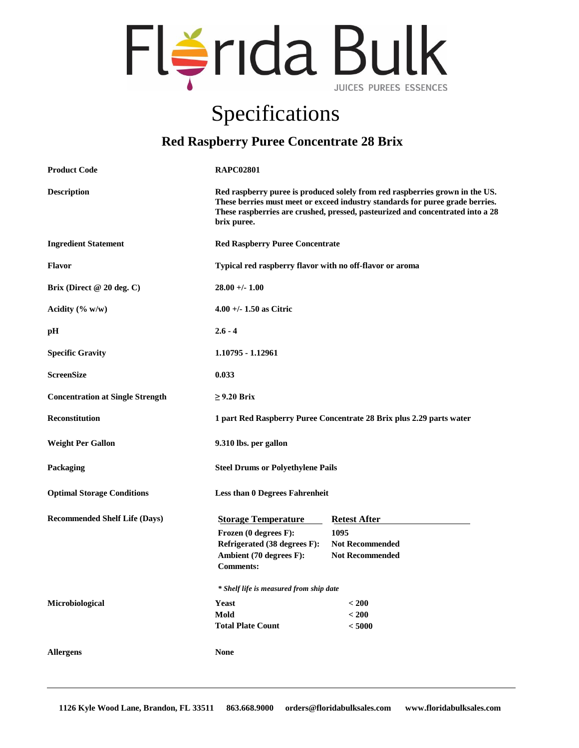# Florida Bulk

JUICES PUREES ESSENCES

# Specifications

## Red Raspberry Puree Concentrate 28 Brix

| | |
|---|---|
| **Product Code** | **RAPC02801** |
| **Description** | **Red raspberry puree is produced solely from red raspberries grown in the US. These berries must meet or exceed industry standards for puree grade berries. These raspberries are crushed, pressed, pasteurized and concentrated into a 28 brix puree.** |
| **Ingredient Statement** | **Red Raspberry Puree Concentrate** |
| **Flavor** | **Typical red raspberry flavor with no off-flavor or aroma** |
| **Brix (Direct @ 20 deg. C)** | **28.00 +/- 1.00** |
| **Acidity (% w/w)** | **4.00 +/- 1.50 as Citric** |
| **pH** | **2.6 - 4** |
| **Specific Gravity** | **1.10795 - 1.12961** |
| **ScreenSize** | **0.033** |
| **Concentration at Single Strength** | **≥ 9.20 Brix** |
| **Reconstitution** | **1 part Red Raspberry Puree Concentrate 28 Brix plus 2.29 parts water** |
| **Weight Per Gallon** | **9.310 lbs. per gallon** |
| **Packaging** | **Steel Drums or Polyethylene Pails** |
| **Optimal Storage Conditions** | **Less than 0 Degrees Fahrenheit** |

**Recommended Shelf Life (Days)**

| Storage Temperature | Retest After |
|---|---|
| **Frozen (0 degrees F):** | **1095** |
| **Refrigerated (38 degrees F):** | **Not Recommended** |
| **Ambient (70 degrees F):** | **Not Recommended** |
| **Comments:** | |

***\* Shelf life is measured from ship date***

**Microbiological**

| | |
|---|---|
| **Yeast** | **< 200** |
| **Mold** | **< 200** |
| **Total Plate Count** | **< 5000** |

**Allergens** **None**

---

**1126 Kyle Wood Lane, Brandon, FL 33511 863.668.9000 orders@floridabulksales.com www.floridabulksales.com**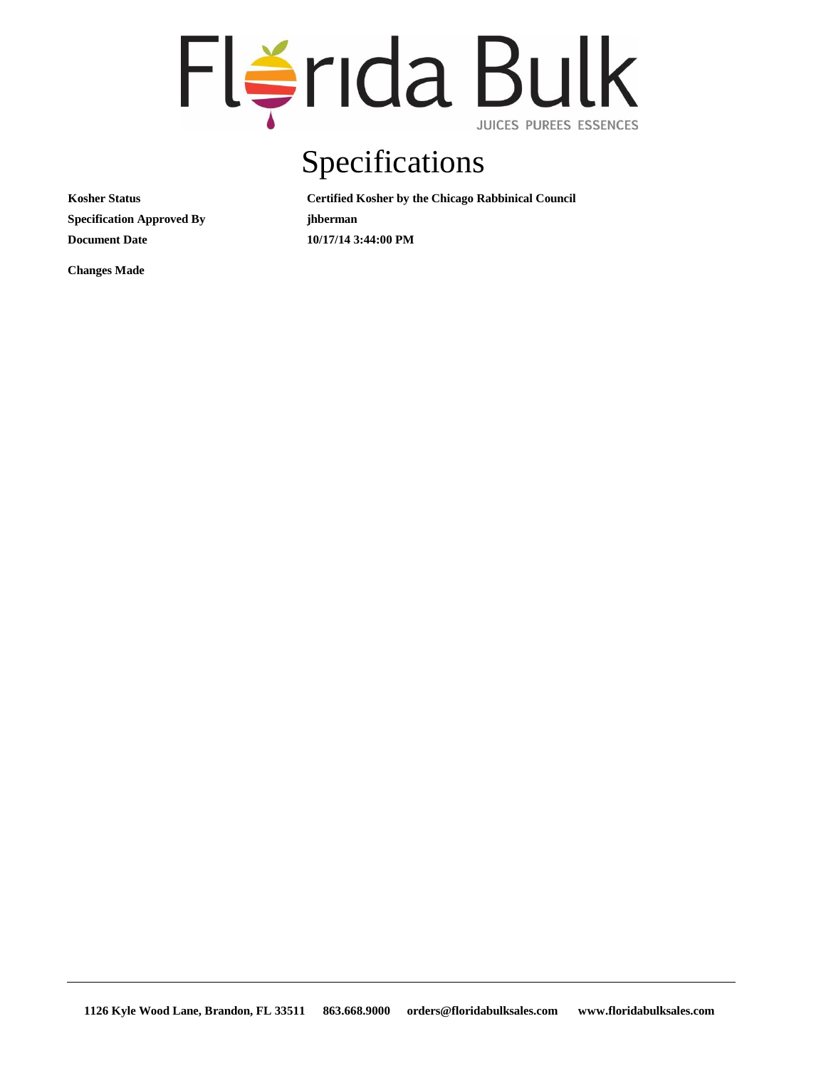# Specifications

| | |
|---|---|
| **Kosher Status** | **Certified Kosher by the Chicago Rabbinical Council** |
| **Specification Approved By** | **jhberman** |
| **Document Date** | **10/17/14 3:44:00 PM** |

**Changes Made**

**1126 Kyle Wood Lane, Brandon, FL 33511 863.668.9000 orders@floridabulksales.com www.floridabulksales.com**